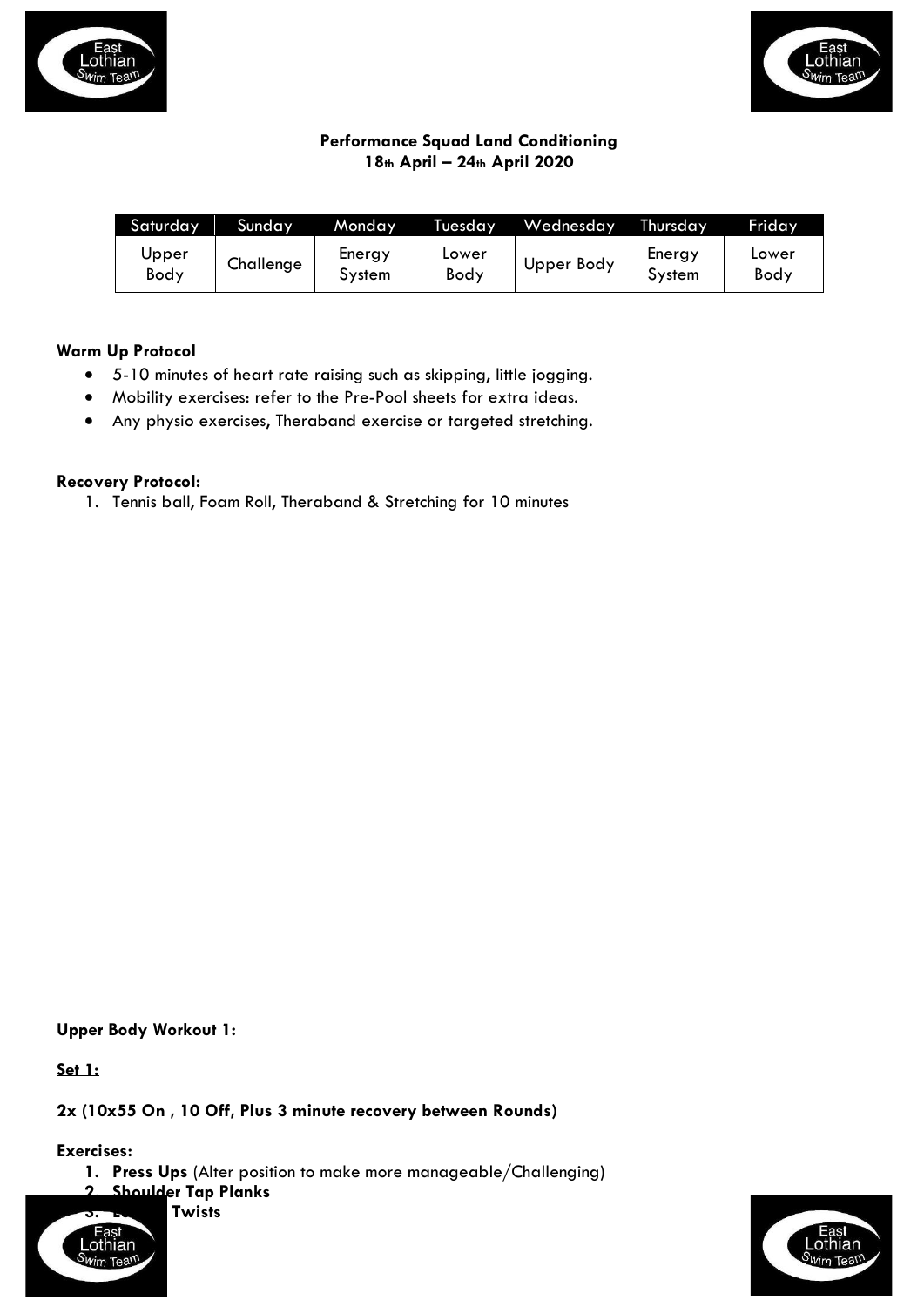**Performance Squad Land Conditioning**
**18th April – 24th April 2020**

| Saturday | Sunday | Monday | Tuesday | Wednesday | Thursday | Friday |
|---|---|---|---|---|---|---|
| Upper Body | Challenge | Energy System | Lower Body | Upper Body | Energy System | Lower Body |

**Warm Up Protocol**

- 5-10 minutes of heart rate raising such as skipping, little jogging.
- Mobility exercises: refer to the Pre-Pool sheets for extra ideas.
- Any physio exercises, Theraband exercise or targeted stretching.

**Recovery Protocol:**

1. Tennis ball, Foam Roll, Theraband & Stretching for 10 minutes

**Upper Body Workout 1:**

**Set 1:**

**2x (10x55 On , 10 Off, Plus 3 minute recovery between Rounds)**

**Exercises:**

1. **Press Ups** (Alter position to make more manageable/Challenging)
2. **Shoulder Tap Planks**
3. **L... Twists**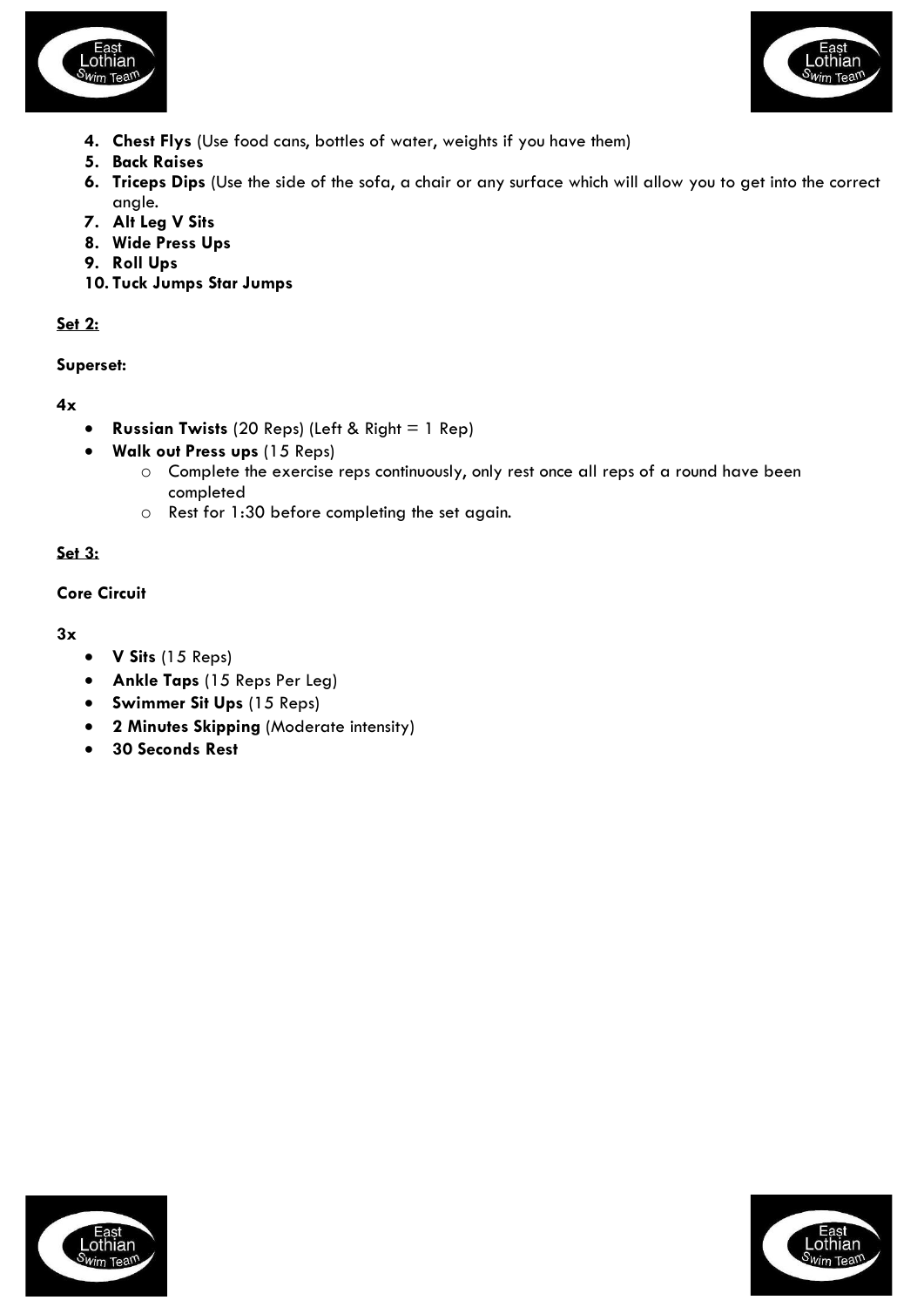4. **Chest Flys** (Use food cans, bottles of water, weights if you have them)
5. **Back Raises**
6. **Triceps Dips** (Use the side of the sofa, a chair or any surface which will allow you to get into the correct angle.
7. **Alt Leg V Sits**
8. **Wide Press Ups**
9. **Roll Ups**
10. **Tuck Jumps Star Jumps**

**Set 2:**

**Superset:**

**4x**

- **Russian Twists** (20 Reps) (Left & Right = 1 Rep)
- **Walk out Press ups** (15 Reps)
  - Complete the exercise reps continuously, only rest once all reps of a round have been completed
  - Rest for 1:30 before completing the set again.

**Set 3:**

**Core Circuit**

**3x**

- **V Sits** (15 Reps)
- **Ankle Taps** (15 Reps Per Leg)
- **Swimmer Sit Ups** (15 Reps)
- **2 Minutes Skipping** (Moderate intensity)
- **30 Seconds Rest**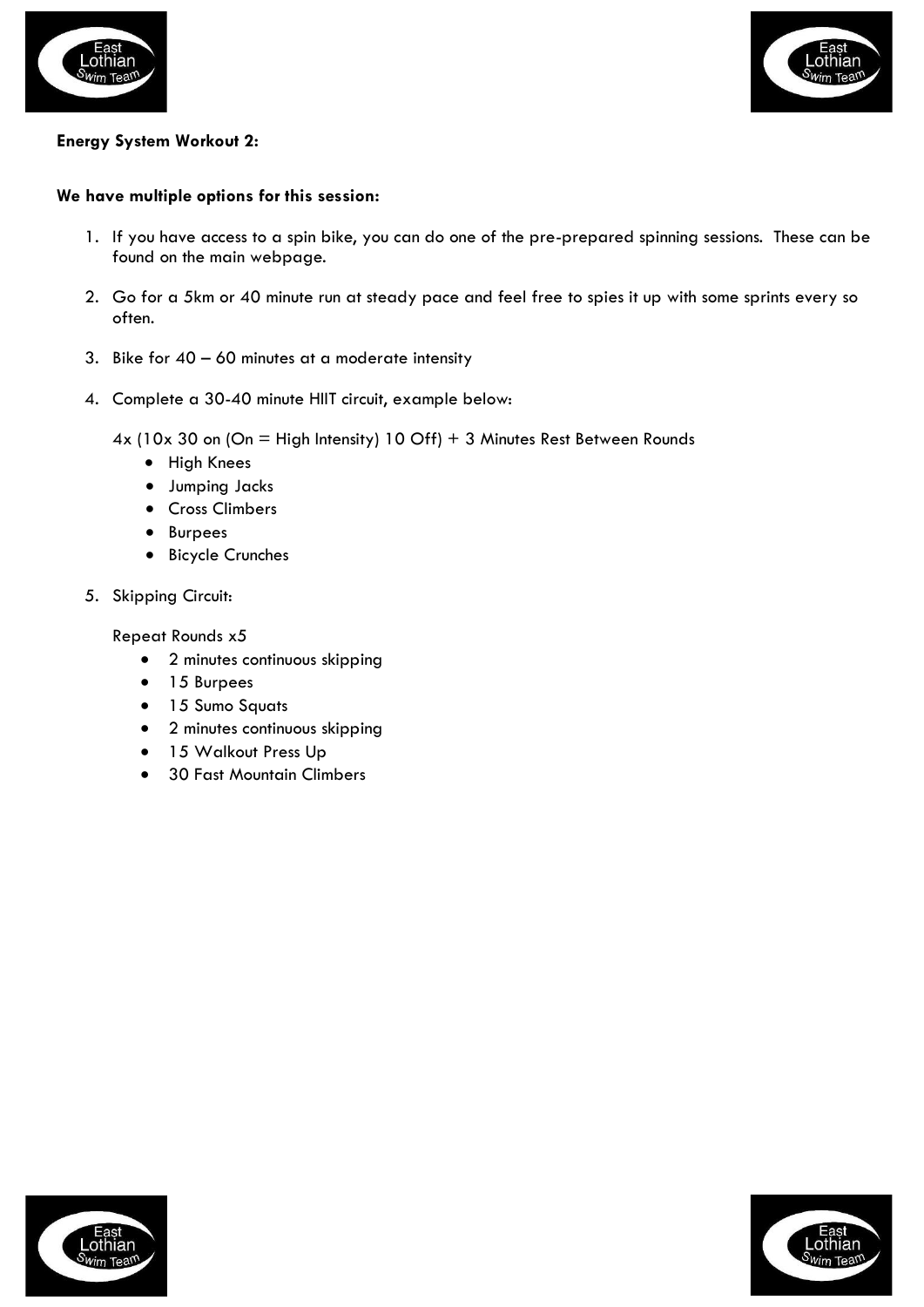**Energy System Workout 2:**

**We have multiple options for this session:**

1. If you have access to a spin bike, you can do one of the pre-prepared spinning sessions. These can be found on the main webpage.

2. Go for a 5km or 40 minute run at steady pace and feel free to spies it up with some sprints every so often.

3. Bike for 40 – 60 minutes at a moderate intensity

4. Complete a 30-40 minute HIIT circuit, example below:

   4x (10x 30 on (On = High Intensity) 10 Off) + 3 Minutes Rest Between Rounds

   - High Knees
   - Jumping Jacks
   - Cross Climbers
   - Burpees
   - Bicycle Crunches

5. Skipping Circuit:

   Repeat Rounds x5

   - 2 minutes continuous skipping
   - 15 Burpees
   - 15 Sumo Squats
   - 2 minutes continuous skipping
   - 15 Walkout Press Up
   - 30 Fast Mountain Climbers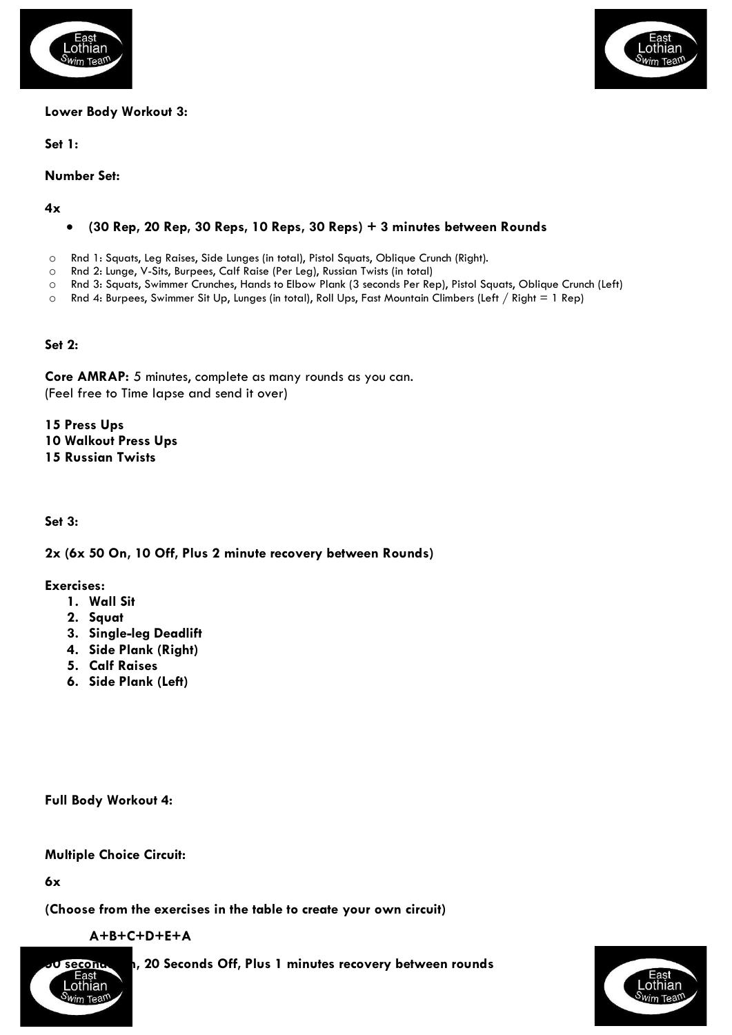**Lower Body Workout 3:**

**Set 1:**

**Number Set:**

**4x**

- **(30 Rep, 20 Rep, 30 Reps, 10 Reps, 30 Reps) + 3 minutes between Rounds**

  - Rnd 1: Squats, Leg Raises, Side Lunges (in total), Pistol Squats, Oblique Crunch (Right).
  - Rnd 2: Lunge, V-Sits, Burpees, Calf Raise (Per Leg), Russian Twists (in total)
  - Rnd 3: Squats, Swimmer Crunches, Hands to Elbow Plank (3 seconds Per Rep), Pistol Squats, Oblique Crunch (Left)
  - Rnd 4: Burpees, Swimmer Sit Up, Lunges (in total), Roll Ups, Fast Mountain Climbers (Left / Right = 1 Rep)

**Set 2:**

**Core AMRAP:** 5 minutes, complete as many rounds as you can.
(Feel free to Time lapse and send it over)

**15 Press Ups**
**10 Walkout Press Ups**
**15 Russian Twists**

**Set 3:**

**2x (6x 50 On, 10 Off, Plus 2 minute recovery between Rounds)**

**Exercises:**

1. **Wall Sit**
2. **Squat**
3. **Single-leg Deadlift**
4. **Side Plank (Right)**
5. **Calf Raises**
6. **Side Plank (Left)**

**Full Body Workout 4:**

**Multiple Choice Circuit:**

**6x**

**(Choose from the exercises in the table to create your own circuit)**

**A+B+C+D+E+A**

**30 seconds On, 20 Seconds Off, Plus 1 minutes recovery between rounds**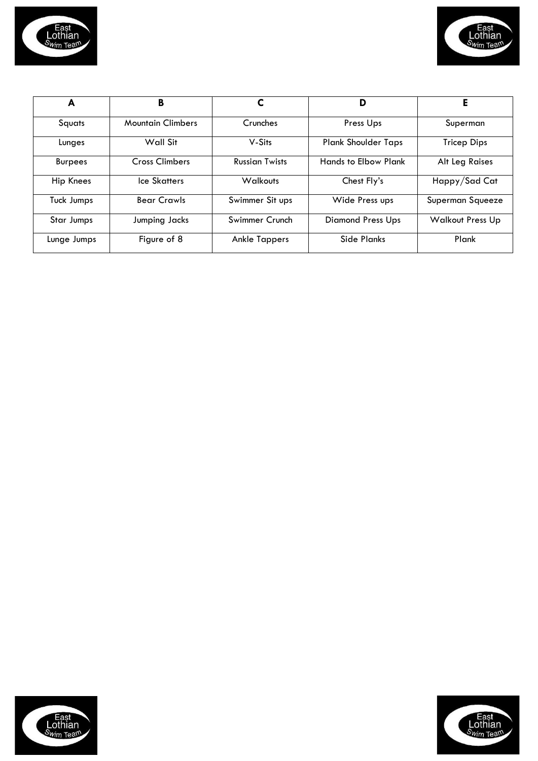| A | B | C | D | E |
|---|---|---|---|---|
| Squats | Mountain Climbers | Crunches | Press Ups | Superman |
| Lunges | Wall Sit | V-Sits | Plank Shoulder Taps | Tricep Dips |
| Burpees | Cross Climbers | Russian Twists | Hands to Elbow Plank | Alt Leg Raises |
| Hip Knees | Ice Skatters | Walkouts | Chest Fly's | Happy/Sad Cat |
| Tuck Jumps | Bear Crawls | Swimmer Sit ups | Wide Press ups | Superman Squeeze |
| Star Jumps | Jumping Jacks | Swimmer Crunch | Diamond Press Ups | Walkout Press Up |
| Lunge Jumps | Figure of 8 | Ankle Tappers | Side Planks | Plank |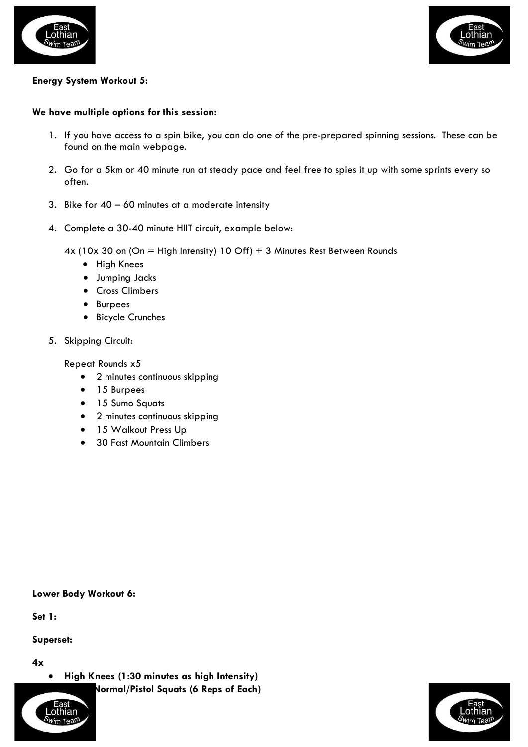**Energy System Workout 5:**

**We have multiple options for this session:**

1. If you have access to a spin bike, you can do one of the pre-prepared spinning sessions. These can be found on the main webpage.

2. Go for a 5km or 40 minute run at steady pace and feel free to spies it up with some sprints every so often.

3. Bike for 40 – 60 minutes at a moderate intensity

4. Complete a 30-40 minute HIIT circuit, example below:

   4x (10x 30 on (On = High Intensity) 10 Off) + 3 Minutes Rest Between Rounds
   - High Knees
   - Jumping Jacks
   - Cross Climbers
   - Burpees
   - Bicycle Crunches

5. Skipping Circuit:

   Repeat Rounds x5
   - 2 minutes continuous skipping
   - 15 Burpees
   - 15 Sumo Squats
   - 2 minutes continuous skipping
   - 15 Walkout Press Up
   - 30 Fast Mountain Climbers

**Lower Body Workout 6:**

**Set 1:**

**Superset:**

**4x**

- **High Knees (1:30 minutes as high Intensity)**
- **Normal/Pistol Squats (6 Reps of Each)**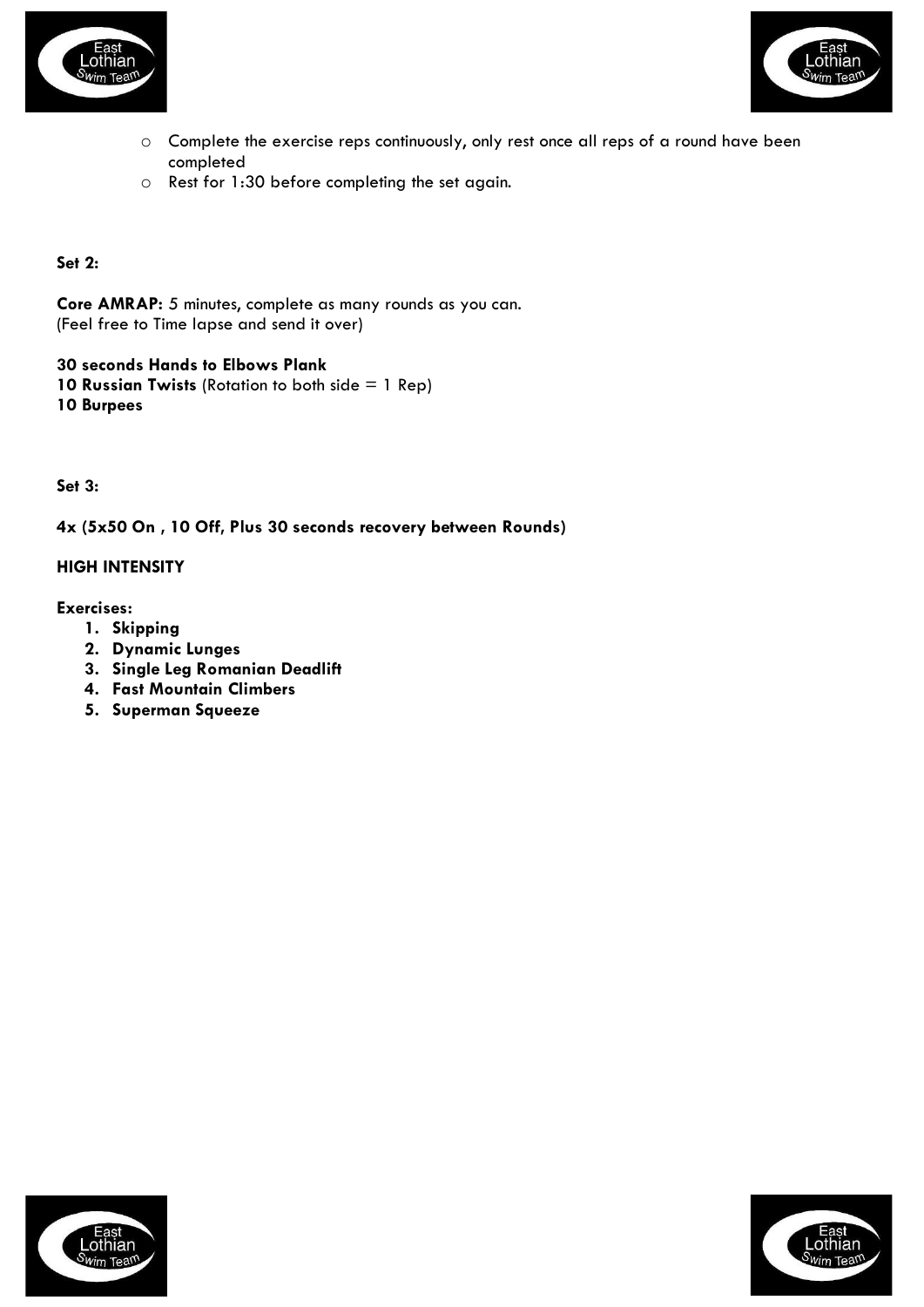- Complete the exercise reps continuously, only rest once all reps of a round have been completed
- Rest for 1:30 before completing the set again.

**Set 2:**

**Core AMRAP:** 5 minutes, complete as many rounds as you can.
(Feel free to Time lapse and send it over)

**30 seconds Hands to Elbows Plank**
**10 Russian Twists** (Rotation to both side = 1 Rep)
**10 Burpees**

**Set 3:**

**4x (5x50 On , 10 Off, Plus 30 seconds recovery between Rounds)**

**HIGH INTENSITY**

**Exercises:**

1. **Skipping**
2. **Dynamic Lunges**
3. **Single Leg Romanian Deadlift**
4. **Fast Mountain Climbers**
5. **Superman Squeeze**